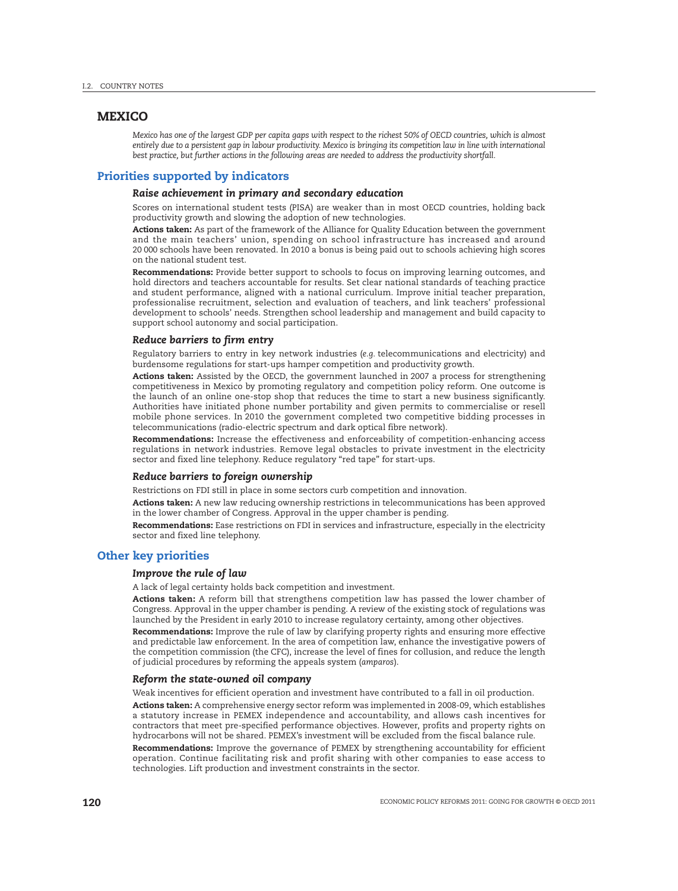# MEXICO

*Mexico has one of the largest GDP per capita gaps with respect to the richest 50% of OECD countries, which is almost entirely due to a persistent gap in labour productivity. Mexico is bringing its competition law in line with international best practice, but further actions in the following areas are needed to address the productivity shortfall.*

## Priorities supported by indicators

### *Raise achievement in primary and secondary education*

Scores on international student tests (PISA) are weaker than in most OECD countries, holding back productivity growth and slowing the adoption of new technologies.

**Actions taken:** As part of the framework of the Alliance for Quality Education between the government and the main teachers' union, spending on school infrastructure has increased and around 20 000 schools have been renovated. In 2010 a bonus is being paid out to schools achieving high scores on the national student test.

**Recommendations:** Provide better support to schools to focus on improving learning outcomes, and hold directors and teachers accountable for results. Set clear national standards of teaching practice and student performance, aligned with a national curriculum. Improve initial teacher preparation, professionalise recruitment, selection and evaluation of teachers, and link teachers' professional development to schools' needs. Strengthen school leadership and management and build capacity to support school autonomy and social participation.

### *Reduce barriers to firm entry*

Regulatory barriers to entry in key network industries (*e.g.* telecommunications and electricity) and burdensome regulations for start-ups hamper competition and productivity growth.

**Actions taken:** Assisted by the OECD, the government launched in 2007 a process for strengthening competitiveness in Mexico by promoting regulatory and competition policy reform. One outcome is the launch of an online one-stop shop that reduces the time to start a new business significantly. Authorities have initiated phone number portability and given permits to commercialise or resell mobile phone services. In 2010 the government completed two competitive bidding processes in telecommunications (radio-electric spectrum and dark optical fibre network).

**Recommendations:** Increase the effectiveness and enforceability of competition-enhancing access regulations in network industries. Remove legal obstacles to private investment in the electricity sector and fixed line telephony. Reduce regulatory "red tape" for start-ups.

### *Reduce barriers to foreign ownership*

Restrictions on FDI still in place in some sectors curb competition and innovation.

**Actions taken:** A new law reducing ownership restrictions in telecommunications has been approved in the lower chamber of Congress. Approval in the upper chamber is pending.

**Recommendations:** Ease restrictions on FDI in services and infrastructure, especially in the electricity sector and fixed line telephony.

## Other key priorities

### *Improve the rule of law*

A lack of legal certainty holds back competition and investment.

**Actions taken:** A reform bill that strengthens competition law has passed the lower chamber of Congress. Approval in the upper chamber is pending. A review of the existing stock of regulations was launched by the President in early 2010 to increase regulatory certainty, among other objectives.

**Recommendations:** Improve the rule of law by clarifying property rights and ensuring more effective and predictable law enforcement. In the area of competition law, enhance the investigative powers of the competition commission (the CFC), increase the level of fines for collusion, and reduce the length of judicial procedures by reforming the appeals system (*amparos*).

### *Reform the state-owned oil company*

Weak incentives for efficient operation and investment have contributed to a fall in oil production.

**Actions taken:** A comprehensive energy sector reform was implemented in 2008-09, which establishes a statutory increase in PEMEX independence and accountability, and allows cash incentives for contractors that meet pre-specified performance objectives. However, profits and property rights on hydrocarbons will not be shared. PEMEX's investment will be excluded from the fiscal balance rule.

**Recommendations:** Improve the governance of PEMEX by strengthening accountability for efficient operation. Continue facilitating risk and profit sharing with other companies to ease access to technologies. Lift production and investment constraints in the sector.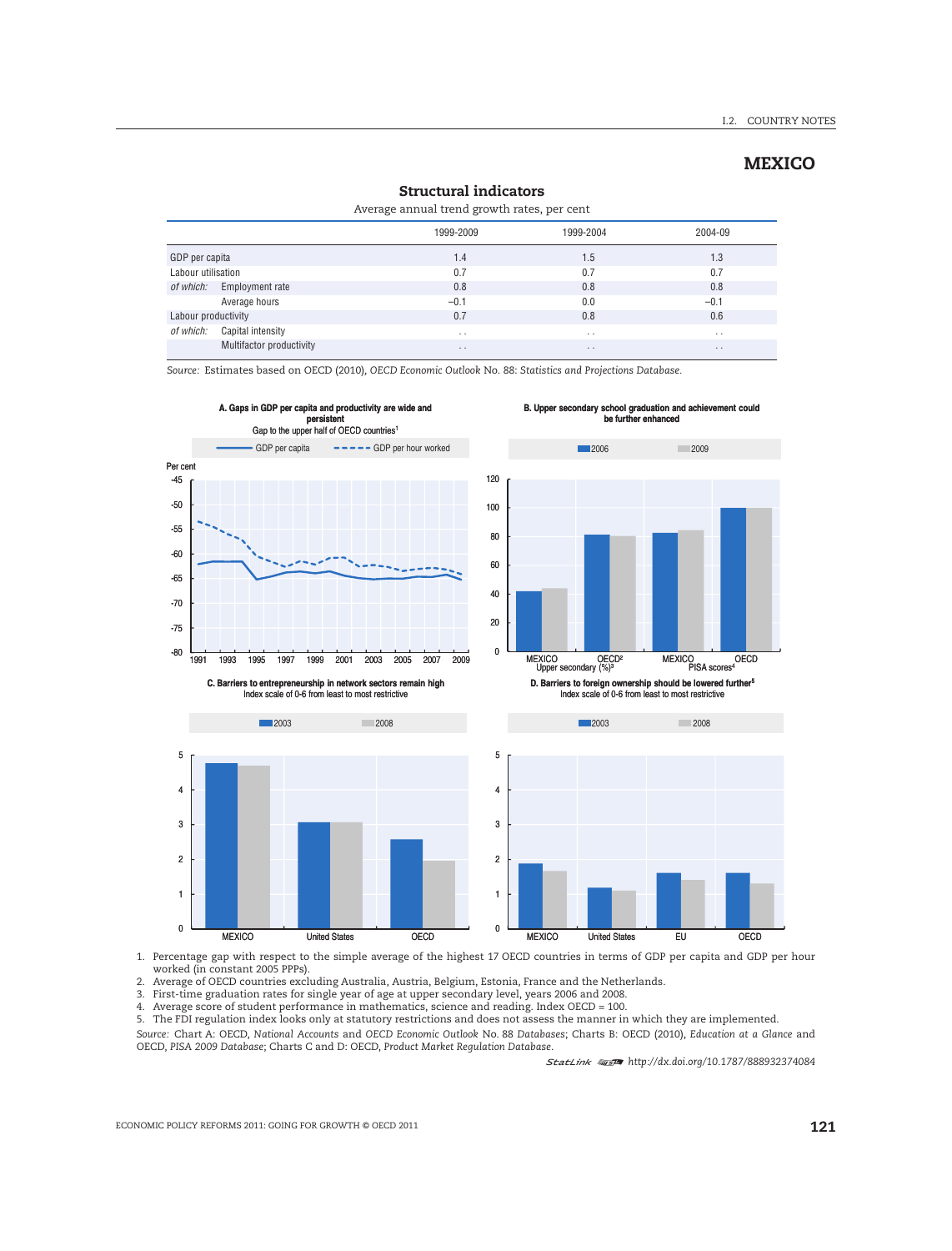# MEXICO

## Structural indicators

Average annual trend growth rates, per cent

| | | 1999-2009 | 1999-2004 | 2004-09 |
|---|---|---|---|---|
| GDP per capita | | 1.4 | 1.5 | 1.3 |
| Labour utilisation | | 0.7 | 0.7 | 0.7 |
| *of which:* | Employment rate | 0.8 | 0.8 | 0.8 |
| | Average hours | −0.1 | 0.0 | −0.1 |
| Labour productivity | | 0.7 | 0.8 | 0.6 |
| *of which:* | Capital intensity | . . | . . | . . |
| | Multifactor productivity | . . | . . | . . |

*Source:* Estimates based on OECD (2010), *OECD Economic Outlook* No. 88: *Statistics and Projections Database*.

**A. Gaps in GDP per capita and productivity are wide and persistent**
Gap to the upper half of OECD countries[1]

GDP per capita
GDP per hour worked

Per cent
-45
-50
-55
-60
-65
-70
-75
-80
1991 1993 1995 1997 1999 2001 2003 2005 2007 2009

**B. Upper secondary school graduation and achievement could be further enhanced**

2006
2009

120
100
80
60
40
20
0
MEXICO OECD[2]
Upper secondary (%)[3]
MEXICO OECD
PISA scores[4]

**C. Barriers to entrepreneurship in network sectors remain high**
Index scale of 0-6 from least to most restrictive

2003
2008

5
4
3
2
1
0
MEXICO United States OECD

**D. Barriers to foreign ownership should be lowered further[5]**
Index scale of 0-6 from least to most restrictive

2003
2008

5
4
3
2
1
0
MEXICO United States EU OECD

1. Percentage gap with respect to the simple average of the highest 17 OECD countries in terms of GDP per capita and GDP per hour worked (in constant 2005 PPPs).
2. Average of OECD countries excluding Australia, Austria, Belgium, Estonia, France and the Netherlands.
3. First-time graduation rates for single year of age at upper secondary level, years 2006 and 2008.
4. Average score of student performance in mathematics, science and reading. Index OECD = 100.
5. The FDI regulation index looks only at statutory restrictions and does not assess the manner in which they are implemented.

*Source:* Chart A: OECD, *National Accounts* and *OECD Economic Outlook* No. 88 *Databases*; Charts B: OECD (2010), *Education at a Glance* and OECD, *PISA 2009 Database*; Charts C and D: OECD, *Product Market Regulation Database*.

StatLink http://dx.doi.org/10.1787/888932374084